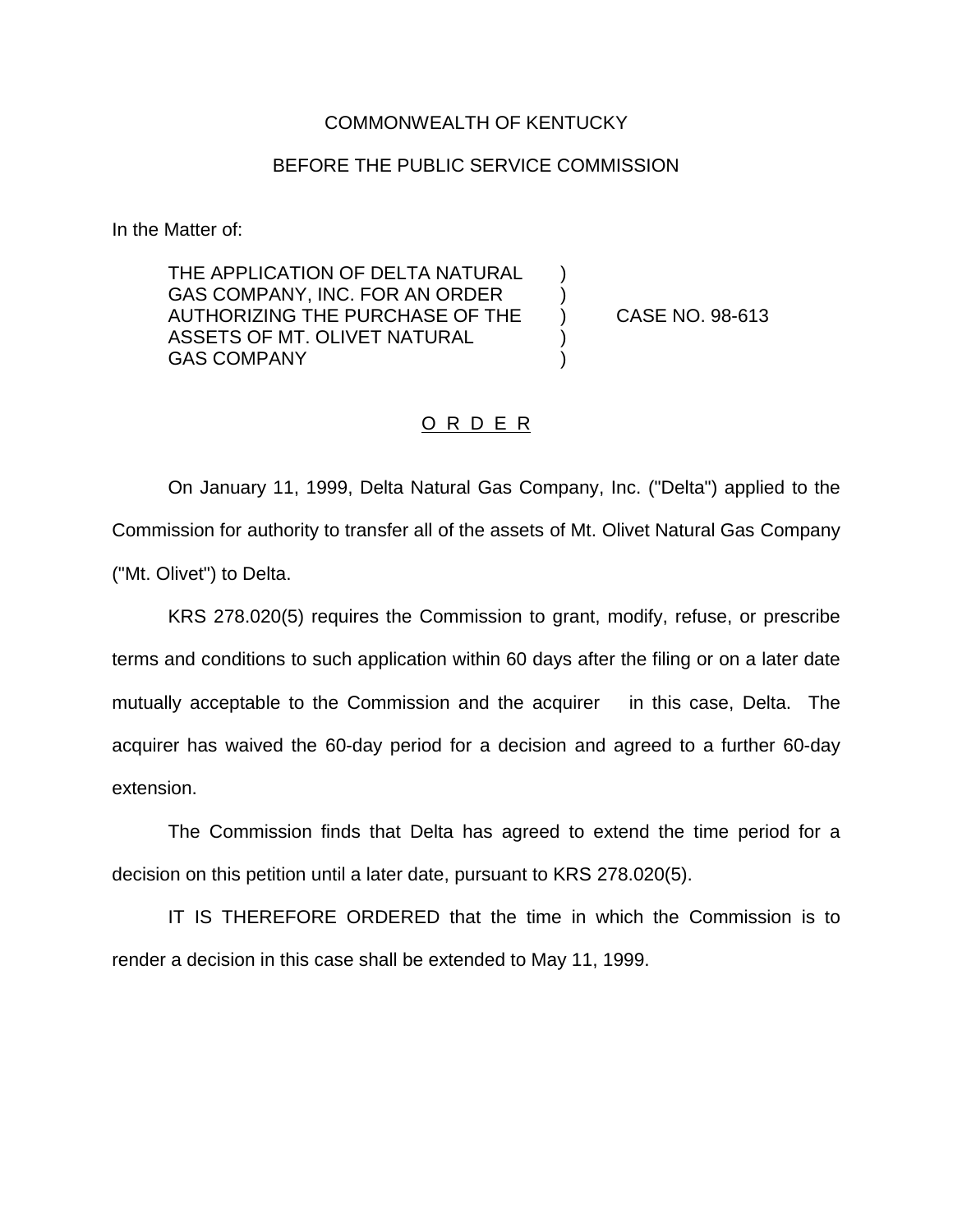COMMONWEALTH OF KENTUCKY

BEFORE THE PUBLIC SERVICE COMMISSION

In the Matter of:

THE APPLICATION OF DELTA NATURAL GAS COMPANY, INC. FOR AN ORDER AUTHORIZING THE PURCHASE OF THE ASSETS OF MT. OLIVET NATURAL GAS COMPANY ) CASE NO. 98-613

# O R D E R

On January 11, 1999, Delta Natural Gas Company, Inc. ("Delta") applied to the Commission for authority to transfer all of the assets of Mt. Olivet Natural Gas Company ("Mt. Olivet") to Delta.

KRS 278.020(5) requires the Commission to grant, modify, refuse, or prescribe terms and conditions to such application within 60 days after the filing or on a later date mutually acceptable to the Commission and the acquirer in this case, Delta. The acquirer has waived the 60-day period for a decision and agreed to a further 60-day extension.

The Commission finds that Delta has agreed to extend the time period for a decision on this petition until a later date, pursuant to KRS 278.020(5).

IT IS THEREFORE ORDERED that the time in which the Commission is to render a decision in this case shall be extended to May 11, 1999.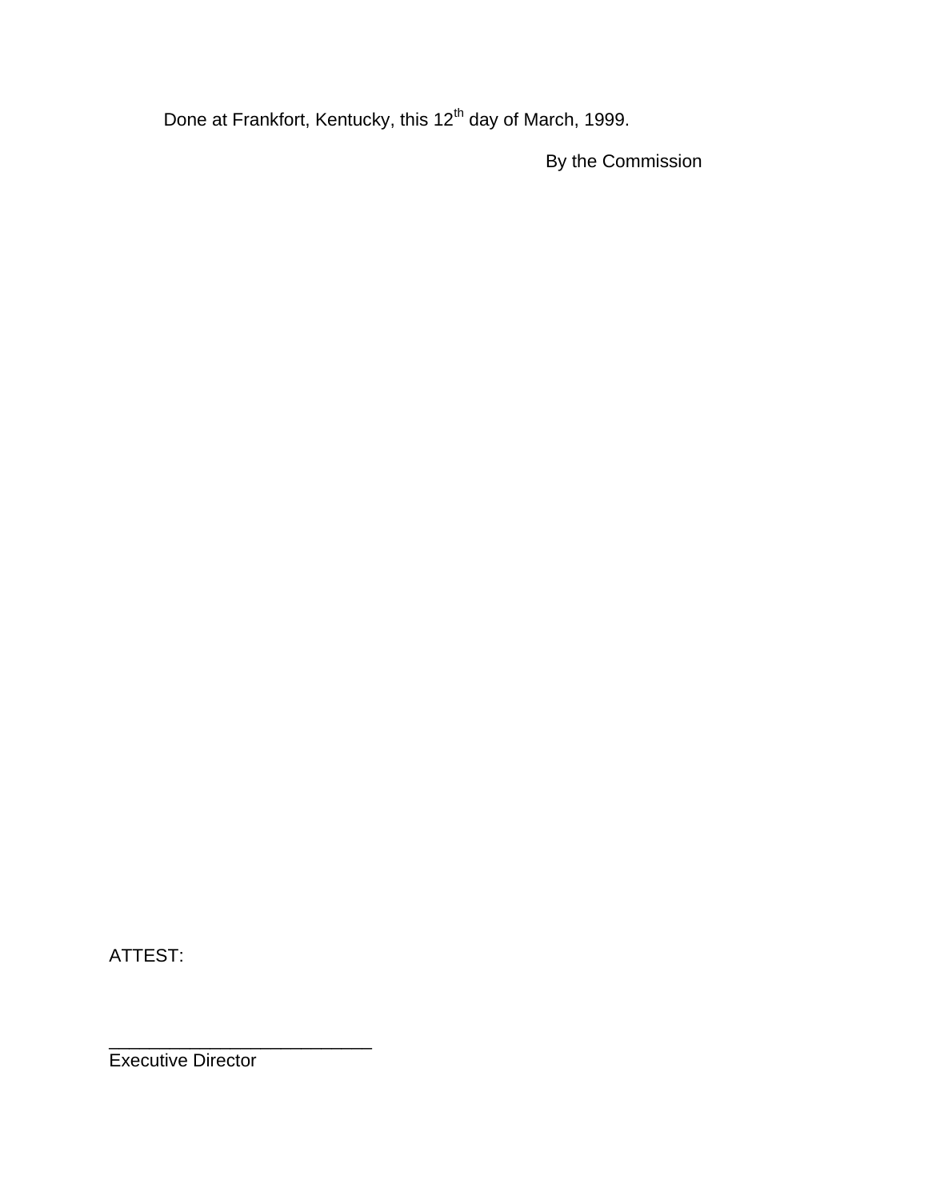Done at Frankfort, Kentucky, this 12th day of March, 1999.

By the Commission

ATTEST:

___________________________
Executive Director